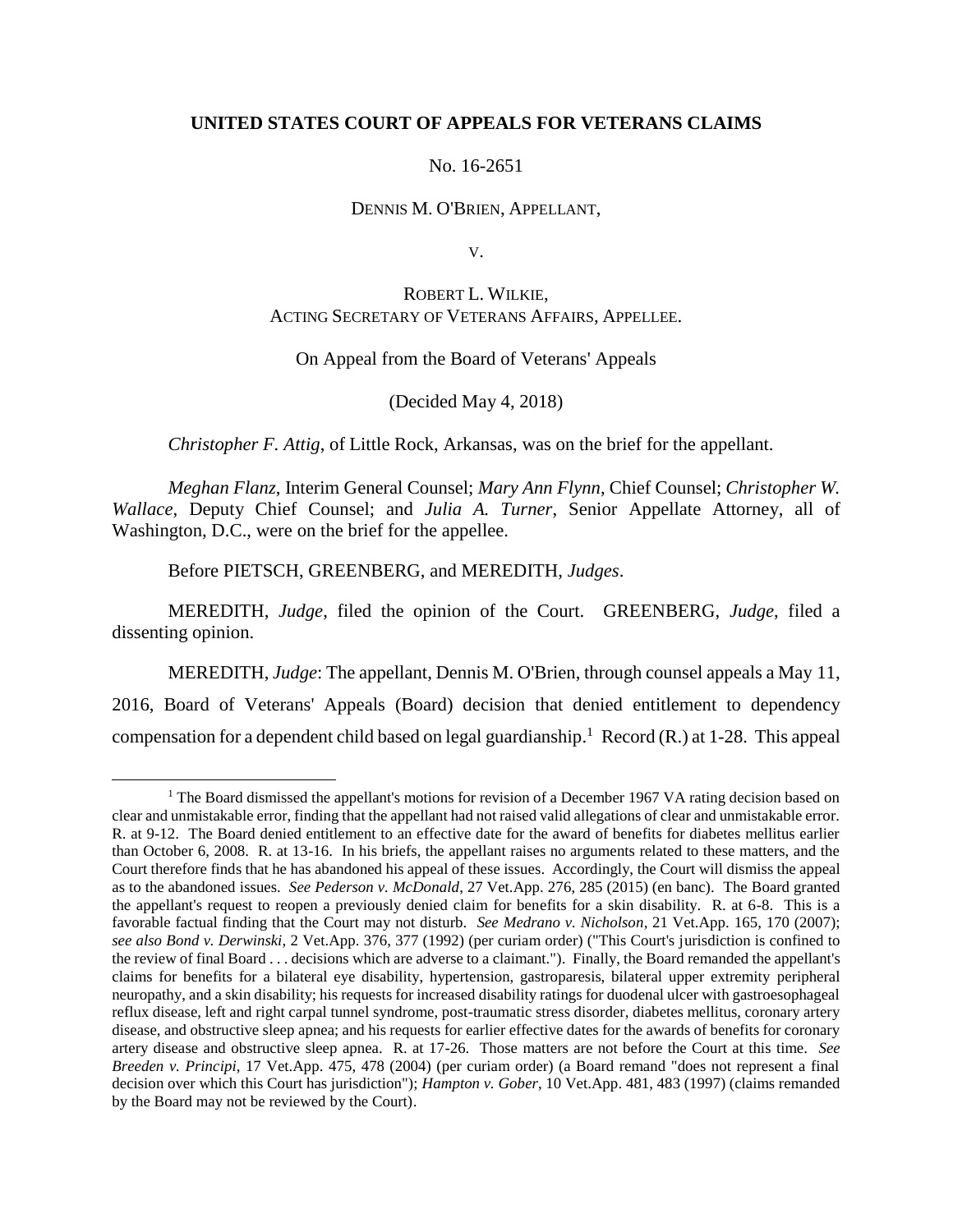**UNITED STATES COURT OF APPEALS FOR VETERANS CLAIMS**

No. 16-2651

DENNIS M. O'BRIEN, APPELLANT,

V.

ROBERT L. WILKIE,
ACTING SECRETARY OF VETERANS AFFAIRS, APPELLEE.

On Appeal from the Board of Veterans' Appeals

(Decided May 4, 2018)

*Christopher F. Attig*, of Little Rock, Arkansas, was on the brief for the appellant.

*Meghan Flanz*, Interim General Counsel; *Mary Ann Flynn*, Chief Counsel; *Christopher W. Wallace*, Deputy Chief Counsel; and *Julia A. Turner*, Senior Appellate Attorney, all of Washington, D.C., were on the brief for the appellee.

Before PIETSCH, GREENBERG, and MEREDITH, *Judges*.

MEREDITH, *Judge*, filed the opinion of the Court. GREENBERG, *Judge*, filed a dissenting opinion.

MEREDITH, *Judge*: The appellant, Dennis M. O'Brien, through counsel appeals a May 11, 2016, Board of Veterans' Appeals (Board) decision that denied entitlement to dependency compensation for a dependent child based on legal guardianship.[1] Record (R.) at 1-28. This appeal

[1] The Board dismissed the appellant's motions for revision of a December 1967 VA rating decision based on clear and unmistakable error, finding that the appellant had not raised valid allegations of clear and unmistakable error. R. at 9-12. The Board denied entitlement to an effective date for the award of benefits for diabetes mellitus earlier than October 6, 2008. R. at 13-16. In his briefs, the appellant raises no arguments related to these matters, and the Court therefore finds that he has abandoned his appeal of these issues. Accordingly, the Court will dismiss the appeal as to the abandoned issues. *See Pederson v. McDonald*, 27 Vet.App. 276, 285 (2015) (en banc). The Board granted the appellant's request to reopen a previously denied claim for benefits for a skin disability. R. at 6-8. This is a favorable factual finding that the Court may not disturb. *See Medrano v. Nicholson*, 21 Vet.App. 165, 170 (2007); *see also Bond v. Derwinski*, 2 Vet.App. 376, 377 (1992) (per curiam order) ("This Court's jurisdiction is confined to the review of final Board . . . decisions which are adverse to a claimant."). Finally, the Board remanded the appellant's claims for benefits for a bilateral eye disability, hypertension, gastroparesis, bilateral upper extremity peripheral neuropathy, and a skin disability; his requests for increased disability ratings for duodenal ulcer with gastroesophageal reflux disease, left and right carpal tunnel syndrome, post-traumatic stress disorder, diabetes mellitus, coronary artery disease, and obstructive sleep apnea; and his requests for earlier effective dates for the awards of benefits for coronary artery disease and obstructive sleep apnea. R. at 17-26. Those matters are not before the Court at this time. *See Breeden v. Principi*, 17 Vet.App. 475, 478 (2004) (per curiam order) (a Board remand "does not represent a final decision over which this Court has jurisdiction"); *Hampton v. Gober*, 10 Vet.App. 481, 483 (1997) (claims remanded by the Board may not be reviewed by the Court).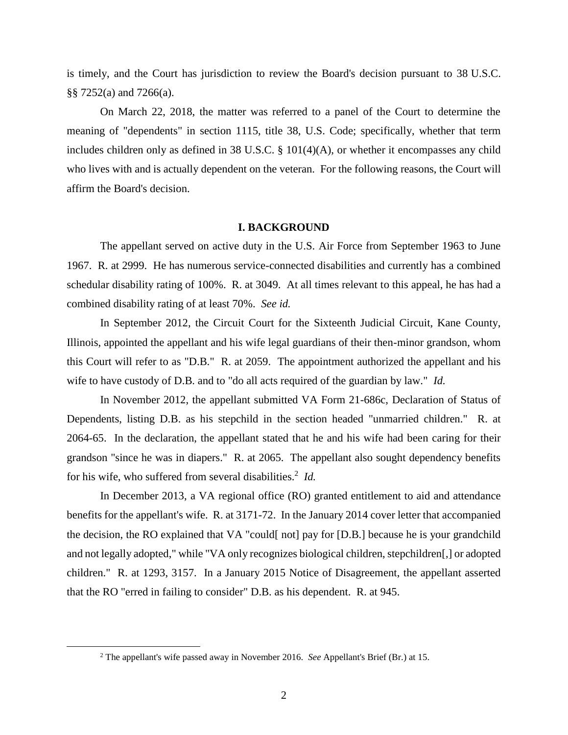is timely, and the Court has jurisdiction to review the Board's decision pursuant to 38 U.S.C. §§ 7252(a) and 7266(a).

On March 22, 2018, the matter was referred to a panel of the Court to determine the meaning of "dependents" in section 1115, title 38, U.S. Code; specifically, whether that term includes children only as defined in 38 U.S.C. § 101(4)(A), or whether it encompasses any child who lives with and is actually dependent on the veteran. For the following reasons, the Court will affirm the Board's decision.

## I. BACKGROUND

The appellant served on active duty in the U.S. Air Force from September 1963 to June 1967. R. at 2999. He has numerous service-connected disabilities and currently has a combined schedular disability rating of 100%. R. at 3049. At all times relevant to this appeal, he has had a combined disability rating of at least 70%. *See id.*

In September 2012, the Circuit Court for the Sixteenth Judicial Circuit, Kane County, Illinois, appointed the appellant and his wife legal guardians of their then-minor grandson, whom this Court will refer to as "D.B." R. at 2059. The appointment authorized the appellant and his wife to have custody of D.B. and to "do all acts required of the guardian by law." *Id.*

In November 2012, the appellant submitted VA Form 21-686c, Declaration of Status of Dependents, listing D.B. as his stepchild in the section headed "unmarried children." R. at 2064-65. In the declaration, the appellant stated that he and his wife had been caring for their grandson "since he was in diapers." R. at 2065. The appellant also sought dependency benefits for his wife, who suffered from several disabilities.[2] *Id.*

In December 2013, a VA regional office (RO) granted entitlement to aid and attendance benefits for the appellant's wife. R. at 3171-72. In the January 2014 cover letter that accompanied the decision, the RO explained that VA "could[ not] pay for [D.B.] because he is your grandchild and not legally adopted," while "VA only recognizes biological children, stepchildren[,] or adopted children." R. at 1293, 3157. In a January 2015 Notice of Disagreement, the appellant asserted that the RO "erred in failing to consider" D.B. as his dependent. R. at 945.

---

[2] The appellant's wife passed away in November 2016. *See* Appellant's Brief (Br.) at 15.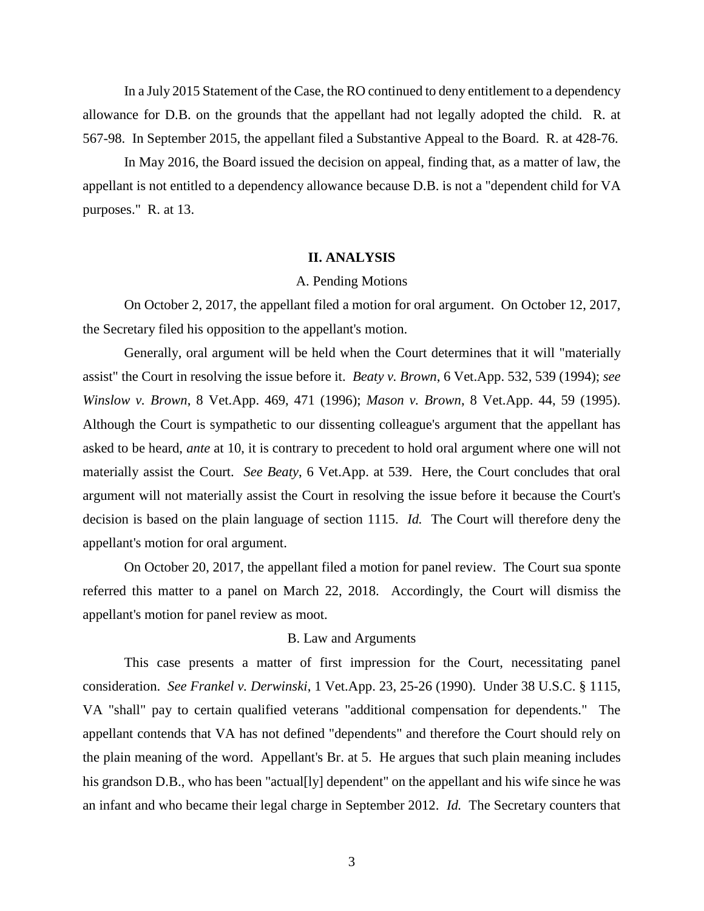In a July 2015 Statement of the Case, the RO continued to deny entitlement to a dependency allowance for D.B. on the grounds that the appellant had not legally adopted the child. R. at 567-98. In September 2015, the appellant filed a Substantive Appeal to the Board. R. at 428-76.

In May 2016, the Board issued the decision on appeal, finding that, as a matter of law, the appellant is not entitled to a dependency allowance because D.B. is not a "dependent child for VA purposes." R. at 13.

## II. ANALYSIS

### A. Pending Motions

On October 2, 2017, the appellant filed a motion for oral argument. On October 12, 2017, the Secretary filed his opposition to the appellant's motion.

Generally, oral argument will be held when the Court determines that it will "materially assist" the Court in resolving the issue before it. *Beaty v. Brown*, 6 Vet.App. 532, 539 (1994); *see Winslow v. Brown*, 8 Vet.App. 469, 471 (1996); *Mason v. Brown*, 8 Vet.App. 44, 59 (1995). Although the Court is sympathetic to our dissenting colleague's argument that the appellant has asked to be heard, *ante* at 10, it is contrary to precedent to hold oral argument where one will not materially assist the Court. *See Beaty*, 6 Vet.App. at 539. Here, the Court concludes that oral argument will not materially assist the Court in resolving the issue before it because the Court's decision is based on the plain language of section 1115. *Id.* The Court will therefore deny the appellant's motion for oral argument.

On October 20, 2017, the appellant filed a motion for panel review. The Court sua sponte referred this matter to a panel on March 22, 2018. Accordingly, the Court will dismiss the appellant's motion for panel review as moot.

### B. Law and Arguments

This case presents a matter of first impression for the Court, necessitating panel consideration. *See Frankel v. Derwinski*, 1 Vet.App. 23, 25-26 (1990). Under 38 U.S.C. § 1115, VA "shall" pay to certain qualified veterans "additional compensation for dependents." The appellant contends that VA has not defined "dependents" and therefore the Court should rely on the plain meaning of the word. Appellant's Br. at 5. He argues that such plain meaning includes his grandson D.B., who has been "actual[ly] dependent" on the appellant and his wife since he was an infant and who became their legal charge in September 2012. *Id.* The Secretary counters that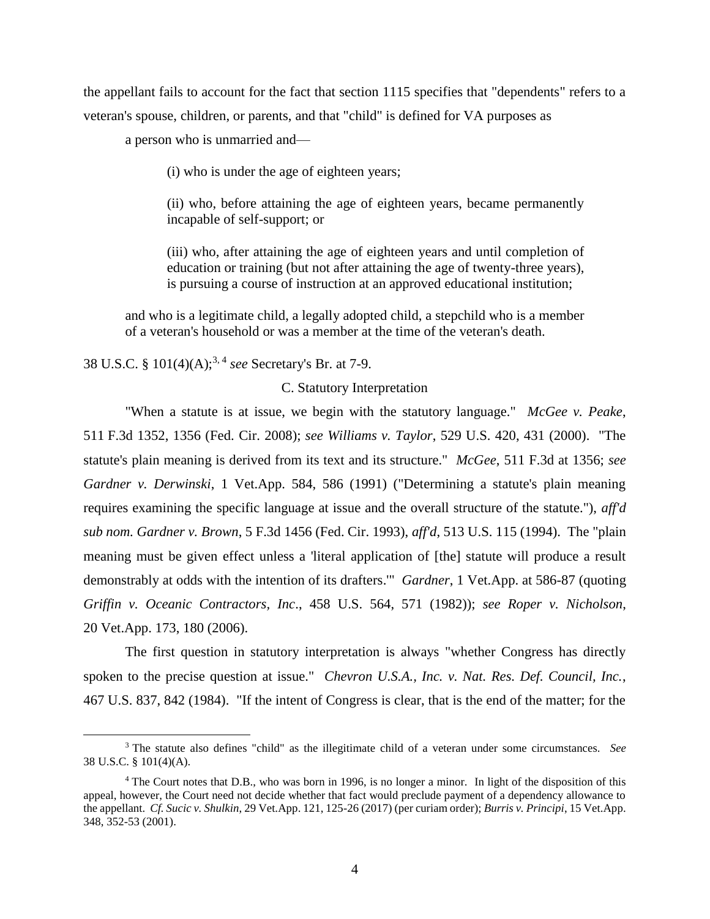the appellant fails to account for the fact that section 1115 specifies that "dependents" refers to a veteran's spouse, children, or parents, and that "child" is defined for VA purposes as

> a person who is unmarried and—
>
> > (i) who is under the age of eighteen years;
> >
> > (ii) who, before attaining the age of eighteen years, became permanently incapable of self-support; or
> >
> > (iii) who, after attaining the age of eighteen years and until completion of education or training (but not after attaining the age of twenty-three years), is pursuing a course of instruction at an approved educational institution;
>
> and who is a legitimate child, a legally adopted child, a stepchild who is a member of a veteran's household or was a member at the time of the veteran's death.

38 U.S.C. § 101(4)(A);[3, 4] *see* Secretary's Br. at 7-9.

C. Statutory Interpretation

"When a statute is at issue, we begin with the statutory language." *McGee v. Peake*, 511 F.3d 1352, 1356 (Fed. Cir. 2008); *see Williams v. Taylor*, 529 U.S. 420, 431 (2000). "The statute's plain meaning is derived from its text and its structure." *McGee*, 511 F.3d at 1356; *see Gardner v. Derwinski*, 1 Vet.App. 584, 586 (1991) ("Determining a statute's plain meaning requires examining the specific language at issue and the overall structure of the statute."), *aff'd sub nom. Gardner v. Brown*, 5 F.3d 1456 (Fed. Cir. 1993), *aff'd*, 513 U.S. 115 (1994). The "plain meaning must be given effect unless a 'literal application of [the] statute will produce a result demonstrably at odds with the intention of its drafters.'" *Gardner*, 1 Vet.App. at 586-87 (quoting *Griffin v. Oceanic Contractors, Inc*., 458 U.S. 564, 571 (1982)); *see Roper v. Nicholson*, 20 Vet.App. 173, 180 (2006).

The first question in statutory interpretation is always "whether Congress has directly spoken to the precise question at issue." *Chevron U.S.A., Inc. v. Nat. Res. Def. Council, Inc.*, 467 U.S. 837, 842 (1984). "If the intent of Congress is clear, that is the end of the matter; for the

---

[3] The statute also defines "child" as the illegitimate child of a veteran under some circumstances. *See* 38 U.S.C. § 101(4)(A).

[4] The Court notes that D.B., who was born in 1996, is no longer a minor. In light of the disposition of this appeal, however, the Court need not decide whether that fact would preclude payment of a dependency allowance to the appellant. *Cf. Sucic v. Shulkin*, 29 Vet.App. 121, 125-26 (2017) (per curiam order); *Burris v. Principi*, 15 Vet.App. 348, 352-53 (2001).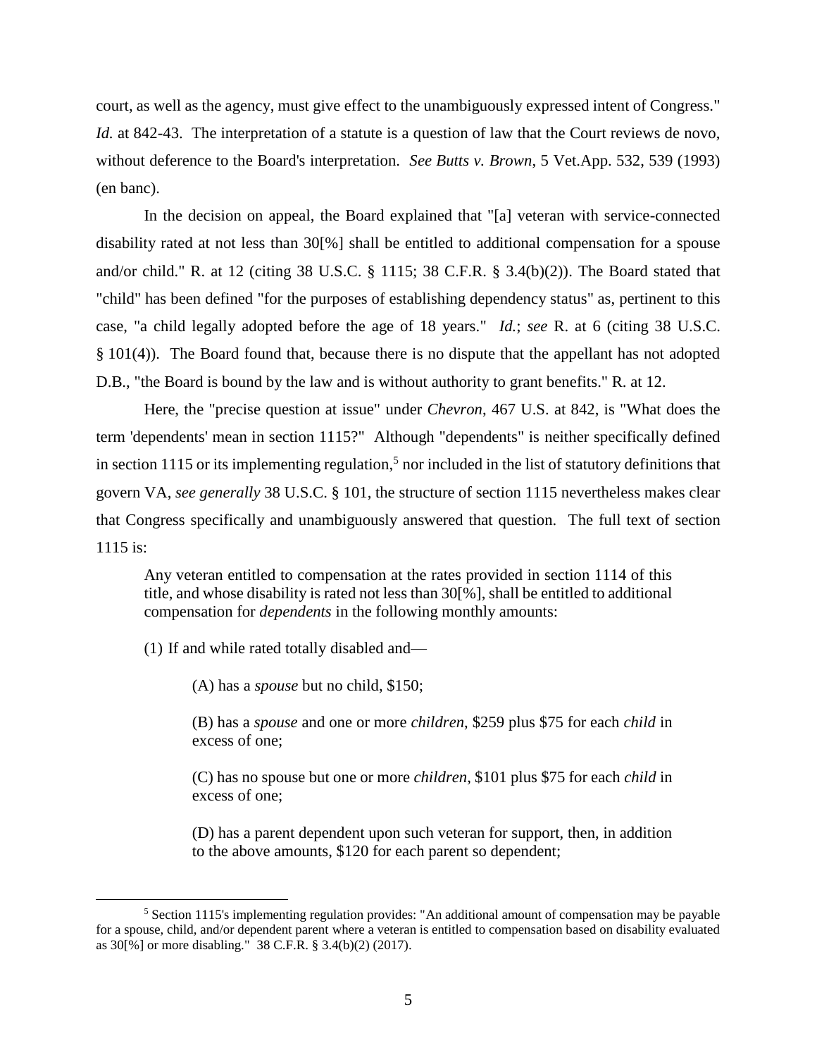court, as well as the agency, must give effect to the unambiguously expressed intent of Congress." *Id.* at 842-43. The interpretation of a statute is a question of law that the Court reviews de novo, without deference to the Board's interpretation. *See Butts v. Brown*, 5 Vet.App. 532, 539 (1993) (en banc).

In the decision on appeal, the Board explained that "[a] veteran with service-connected disability rated at not less than 30[%] shall be entitled to additional compensation for a spouse and/or child." R. at 12 (citing 38 U.S.C. § 1115; 38 C.F.R. § 3.4(b)(2)). The Board stated that "child" has been defined "for the purposes of establishing dependency status" as, pertinent to this case, "a child legally adopted before the age of 18 years." *Id.*; *see* R. at 6 (citing 38 U.S.C. § 101(4)). The Board found that, because there is no dispute that the appellant has not adopted D.B., "the Board is bound by the law and is without authority to grant benefits." R. at 12.

Here, the "precise question at issue" under *Chevron*, 467 U.S. at 842, is "What does the term 'dependents' mean in section 1115?" Although "dependents" is neither specifically defined in section 1115 or its implementing regulation,[5] nor included in the list of statutory definitions that govern VA, *see generally* 38 U.S.C. § 101, the structure of section 1115 nevertheless makes clear that Congress specifically and unambiguously answered that question. The full text of section 1115 is:

> Any veteran entitled to compensation at the rates provided in section 1114 of this title, and whose disability is rated not less than 30[%], shall be entitled to additional compensation for *dependents* in the following monthly amounts:
>
> (1) If and while rated totally disabled and—
>
> > (A) has a *spouse* but no child, $150;
> >
> > (B) has a *spouse* and one or more *children*, $259 plus $75 for each *child* in excess of one;
> >
> > (C) has no spouse but one or more *children*, $101 plus $75 for each *child* in excess of one;
> >
> > (D) has a parent dependent upon such veteran for support, then, in addition to the above amounts, $120 for each parent so dependent;

[5] Section 1115's implementing regulation provides: "An additional amount of compensation may be payable for a spouse, child, and/or dependent parent where a veteran is entitled to compensation based on disability evaluated as 30[%] or more disabling." 38 C.F.R. § 3.4(b)(2) (2017).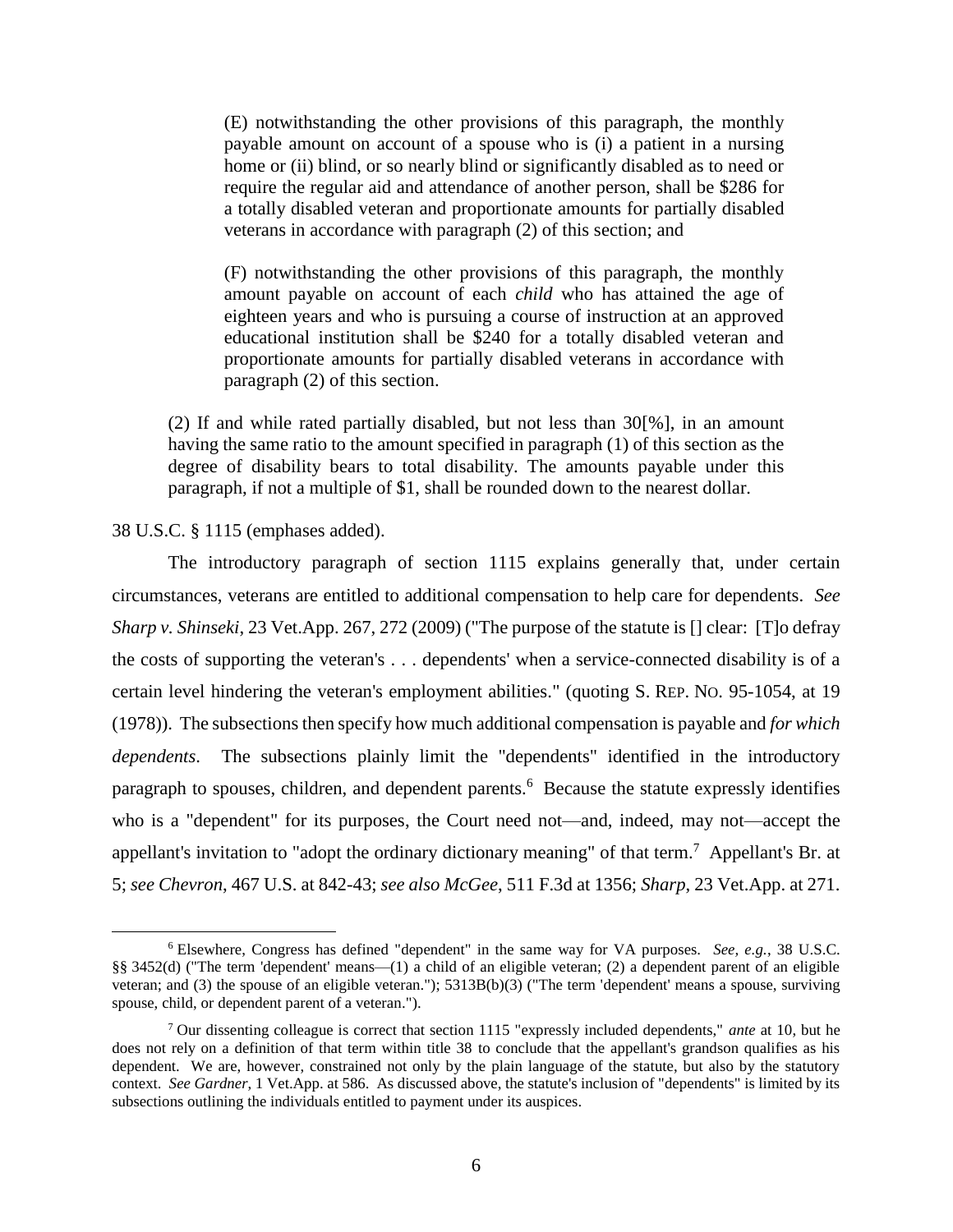> (E) notwithstanding the other provisions of this paragraph, the monthly payable amount on account of a spouse who is (i) a patient in a nursing home or (ii) blind, or so nearly blind or significantly disabled as to need or require the regular aid and attendance of another person, shall be $286 for a totally disabled veteran and proportionate amounts for partially disabled veterans in accordance with paragraph (2) of this section; and
>
> (F) notwithstanding the other provisions of this paragraph, the monthly amount payable on account of each *child* who has attained the age of eighteen years and who is pursuing a course of instruction at an approved educational institution shall be $240 for a totally disabled veteran and proportionate amounts for partially disabled veterans in accordance with paragraph (2) of this section.
>
> (2) If and while rated partially disabled, but not less than 30[%], in an amount having the same ratio to the amount specified in paragraph (1) of this section as the degree of disability bears to total disability. The amounts payable under this paragraph, if not a multiple of $1, shall be rounded down to the nearest dollar.

38 U.S.C. § 1115 (emphases added).

The introductory paragraph of section 1115 explains generally that, under certain circumstances, veterans are entitled to additional compensation to help care for dependents. *See Sharp v. Shinseki*, 23 Vet.App. 267, 272 (2009) ("The purpose of the statute is [] clear: [T]o defray the costs of supporting the veteran's . . . dependents' when a service-connected disability is of a certain level hindering the veteran's employment abilities." (quoting S. REP. NO. 95-1054, at 19 (1978)). The subsections then specify how much additional compensation is payable and *for which dependents*. The subsections plainly limit the "dependents" identified in the introductory paragraph to spouses, children, and dependent parents.[6] Because the statute expressly identifies who is a "dependent" for its purposes, the Court need not—and, indeed, may not—accept the appellant's invitation to "adopt the ordinary dictionary meaning" of that term.[7] Appellant's Br. at 5; *see Chevron*, 467 U.S. at 842-43; *see also McGee*, 511 F.3d at 1356; *Sharp*, 23 Vet.App. at 271.

---

[6] Elsewhere, Congress has defined "dependent" in the same way for VA purposes. *See, e.g.*, 38 U.S.C. §§ 3452(d) ("The term 'dependent' means—(1) a child of an eligible veteran; (2) a dependent parent of an eligible veteran; and (3) the spouse of an eligible veteran."); 5313B(b)(3) ("The term 'dependent' means a spouse, surviving spouse, child, or dependent parent of a veteran.").

[7] Our dissenting colleague is correct that section 1115 "expressly included dependents," *ante* at 10, but he does not rely on a definition of that term within title 38 to conclude that the appellant's grandson qualifies as his dependent. We are, however, constrained not only by the plain language of the statute, but also by the statutory context. *See Gardner*, 1 Vet.App. at 586. As discussed above, the statute's inclusion of "dependents" is limited by its subsections outlining the individuals entitled to payment under its auspices.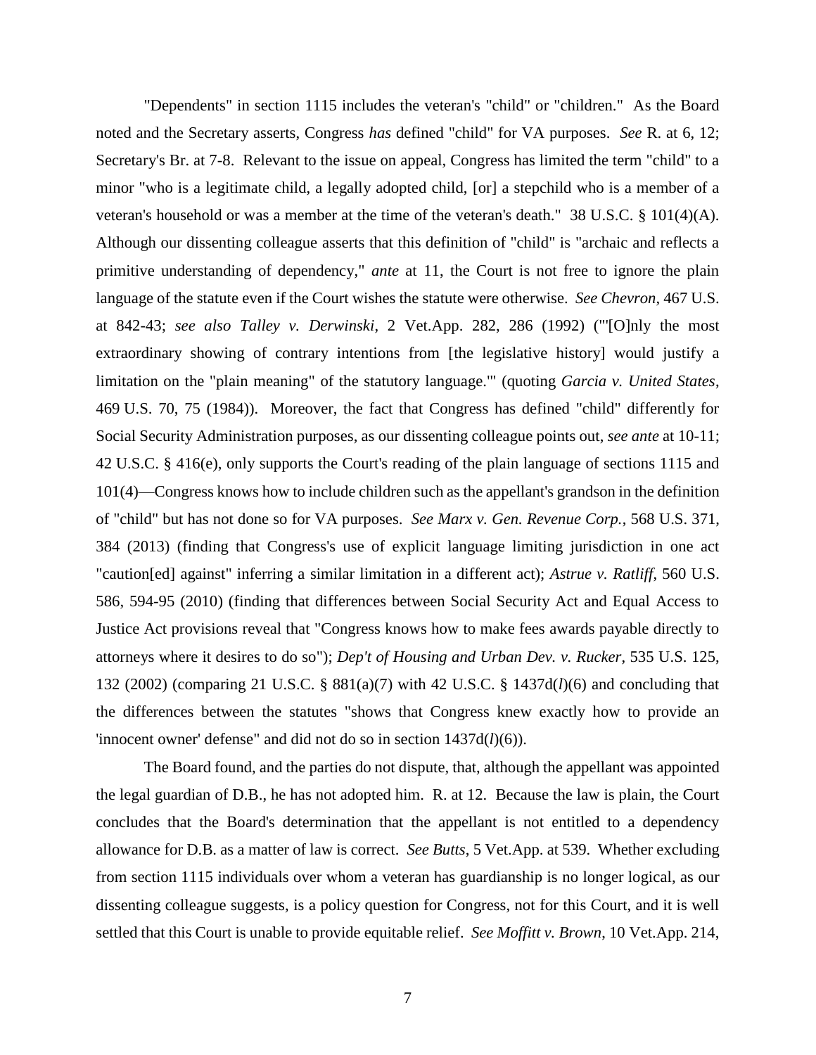"Dependents" in section 1115 includes the veteran's "child" or "children." As the Board noted and the Secretary asserts, Congress *has* defined "child" for VA purposes. *See* R. at 6, 12; Secretary's Br. at 7-8. Relevant to the issue on appeal, Congress has limited the term "child" to a minor "who is a legitimate child, a legally adopted child, [or] a stepchild who is a member of a veteran's household or was a member at the time of the veteran's death." 38 U.S.C. § 101(4)(A). Although our dissenting colleague asserts that this definition of "child" is "archaic and reflects a primitive understanding of dependency," *ante* at 11, the Court is not free to ignore the plain language of the statute even if the Court wishes the statute were otherwise. *See Chevron*, 467 U.S. at 842-43; *see also Talley v. Derwinski*, 2 Vet.App. 282, 286 (1992) ("'[O]nly the most extraordinary showing of contrary intentions from [the legislative history] would justify a limitation on the "plain meaning" of the statutory language.'" (quoting *Garcia v. United States*, 469 U.S. 70, 75 (1984)). Moreover, the fact that Congress has defined "child" differently for Social Security Administration purposes, as our dissenting colleague points out, *see ante* at 10-11; 42 U.S.C. § 416(e), only supports the Court's reading of the plain language of sections 1115 and 101(4)—Congress knows how to include children such as the appellant's grandson in the definition of "child" but has not done so for VA purposes. *See Marx v. Gen. Revenue Corp.*, 568 U.S. 371, 384 (2013) (finding that Congress's use of explicit language limiting jurisdiction in one act "caution[ed] against" inferring a similar limitation in a different act); *Astrue v. Ratliff*, 560 U.S. 586, 594-95 (2010) (finding that differences between Social Security Act and Equal Access to Justice Act provisions reveal that "Congress knows how to make fees awards payable directly to attorneys where it desires to do so"); *Dep't of Housing and Urban Dev. v. Rucker*, 535 U.S. 125, 132 (2002) (comparing 21 U.S.C. § 881(a)(7) with 42 U.S.C. § 1437d(*l*)(6) and concluding that the differences between the statutes "shows that Congress knew exactly how to provide an 'innocent owner' defense" and did not do so in section 1437d(*l*)(6)).

The Board found, and the parties do not dispute, that, although the appellant was appointed the legal guardian of D.B., he has not adopted him. R. at 12. Because the law is plain, the Court concludes that the Board's determination that the appellant is not entitled to a dependency allowance for D.B. as a matter of law is correct. *See Butts*, 5 Vet.App. at 539. Whether excluding from section 1115 individuals over whom a veteran has guardianship is no longer logical, as our dissenting colleague suggests, is a policy question for Congress, not for this Court, and it is well settled that this Court is unable to provide equitable relief. *See Moffitt v. Brown*, 10 Vet.App. 214,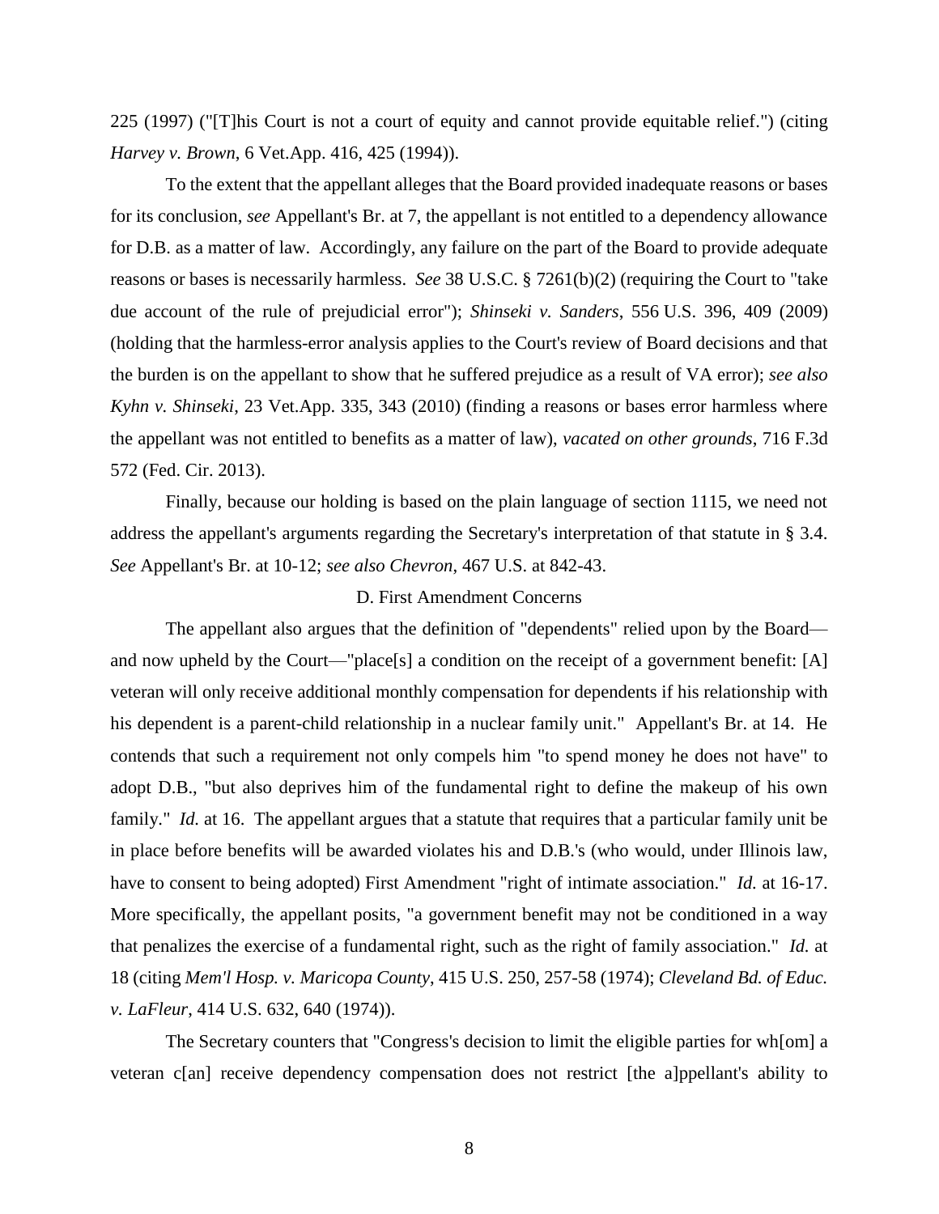225 (1997) ("[T]his Court is not a court of equity and cannot provide equitable relief.") (citing *Harvey v. Brown*, 6 Vet.App. 416, 425 (1994)).

To the extent that the appellant alleges that the Board provided inadequate reasons or bases for its conclusion, *see* Appellant's Br. at 7, the appellant is not entitled to a dependency allowance for D.B. as a matter of law. Accordingly, any failure on the part of the Board to provide adequate reasons or bases is necessarily harmless. *See* 38 U.S.C. § 7261(b)(2) (requiring the Court to "take due account of the rule of prejudicial error"); *Shinseki v. Sanders*, 556 U.S. 396, 409 (2009) (holding that the harmless-error analysis applies to the Court's review of Board decisions and that the burden is on the appellant to show that he suffered prejudice as a result of VA error); *see also Kyhn v. Shinseki*, 23 Vet.App. 335, 343 (2010) (finding a reasons or bases error harmless where the appellant was not entitled to benefits as a matter of law), *vacated on other grounds*, 716 F.3d 572 (Fed. Cir. 2013).

Finally, because our holding is based on the plain language of section 1115, we need not address the appellant's arguments regarding the Secretary's interpretation of that statute in § 3.4. *See* Appellant's Br. at 10-12; *see also Chevron*, 467 U.S. at 842-43.

### D. First Amendment Concerns

The appellant also argues that the definition of "dependents" relied upon by the Board—and now upheld by the Court—"place[s] a condition on the receipt of a government benefit: [A] veteran will only receive additional monthly compensation for dependents if his relationship with his dependent is a parent-child relationship in a nuclear family unit." Appellant's Br. at 14. He contends that such a requirement not only compels him "to spend money he does not have" to adopt D.B., "but also deprives him of the fundamental right to define the makeup of his own family." *Id.* at 16. The appellant argues that a statute that requires that a particular family unit be in place before benefits will be awarded violates his and D.B.'s (who would, under Illinois law, have to consent to being adopted) First Amendment "right of intimate association." *Id.* at 16-17. More specifically, the appellant posits, "a government benefit may not be conditioned in a way that penalizes the exercise of a fundamental right, such as the right of family association." *Id.* at 18 (citing *Mem'l Hosp. v. Maricopa County*, 415 U.S. 250, 257-58 (1974); *Cleveland Bd. of Educ. v. LaFleur*, 414 U.S. 632, 640 (1974)).

The Secretary counters that "Congress's decision to limit the eligible parties for wh[om] a veteran c[an] receive dependency compensation does not restrict [the a]ppellant's ability to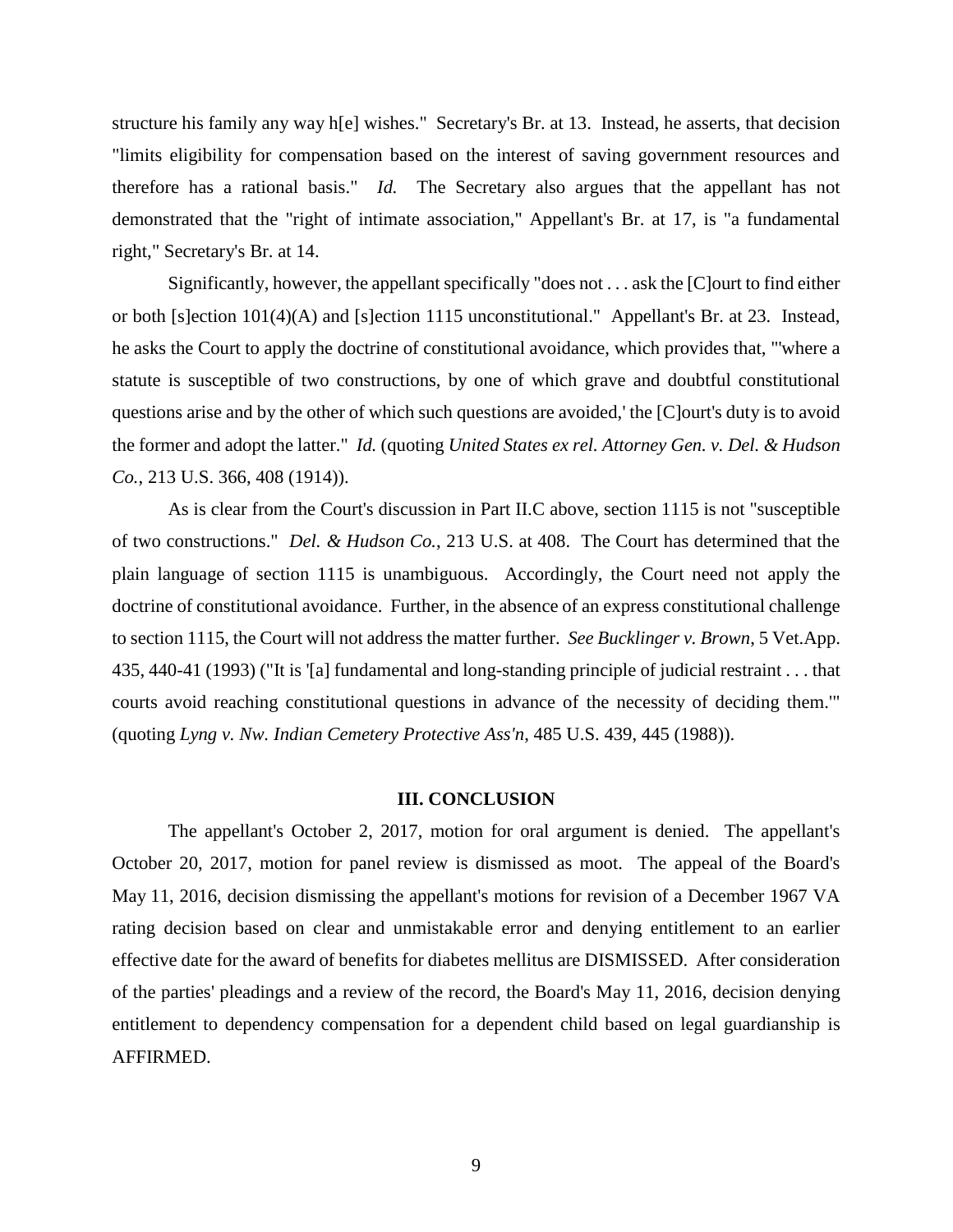structure his family any way h[e] wishes." Secretary's Br. at 13. Instead, he asserts, that decision "limits eligibility for compensation based on the interest of saving government resources and therefore has a rational basis." *Id.* The Secretary also argues that the appellant has not demonstrated that the "right of intimate association," Appellant's Br. at 17, is "a fundamental right," Secretary's Br. at 14.

Significantly, however, the appellant specifically "does not . . . ask the [C]ourt to find either or both [s]ection 101(4)(A) and [s]ection 1115 unconstitutional." Appellant's Br. at 23. Instead, he asks the Court to apply the doctrine of constitutional avoidance, which provides that, "'where a statute is susceptible of two constructions, by one of which grave and doubtful constitutional questions arise and by the other of which such questions are avoided,' the [C]ourt's duty is to avoid the former and adopt the latter." *Id.* (quoting *United States ex rel. Attorney Gen. v. Del. & Hudson Co.*, 213 U.S. 366, 408 (1914)).

As is clear from the Court's discussion in Part II.C above, section 1115 is not "susceptible of two constructions." *Del. & Hudson Co.*, 213 U.S. at 408. The Court has determined that the plain language of section 1115 is unambiguous. Accordingly, the Court need not apply the doctrine of constitutional avoidance. Further, in the absence of an express constitutional challenge to section 1115, the Court will not address the matter further. *See Bucklinger v. Brown*, 5 Vet.App. 435, 440-41 (1993) ("It is '[a] fundamental and long-standing principle of judicial restraint . . . that courts avoid reaching constitutional questions in advance of the necessity of deciding them.'" (quoting *Lyng v. Nw. Indian Cemetery Protective Ass'n*, 485 U.S. 439, 445 (1988)).

## III. CONCLUSION

The appellant's October 2, 2017, motion for oral argument is denied. The appellant's October 20, 2017, motion for panel review is dismissed as moot. The appeal of the Board's May 11, 2016, decision dismissing the appellant's motions for revision of a December 1967 VA rating decision based on clear and unmistakable error and denying entitlement to an earlier effective date for the award of benefits for diabetes mellitus are DISMISSED. After consideration of the parties' pleadings and a review of the record, the Board's May 11, 2016, decision denying entitlement to dependency compensation for a dependent child based on legal guardianship is AFFIRMED.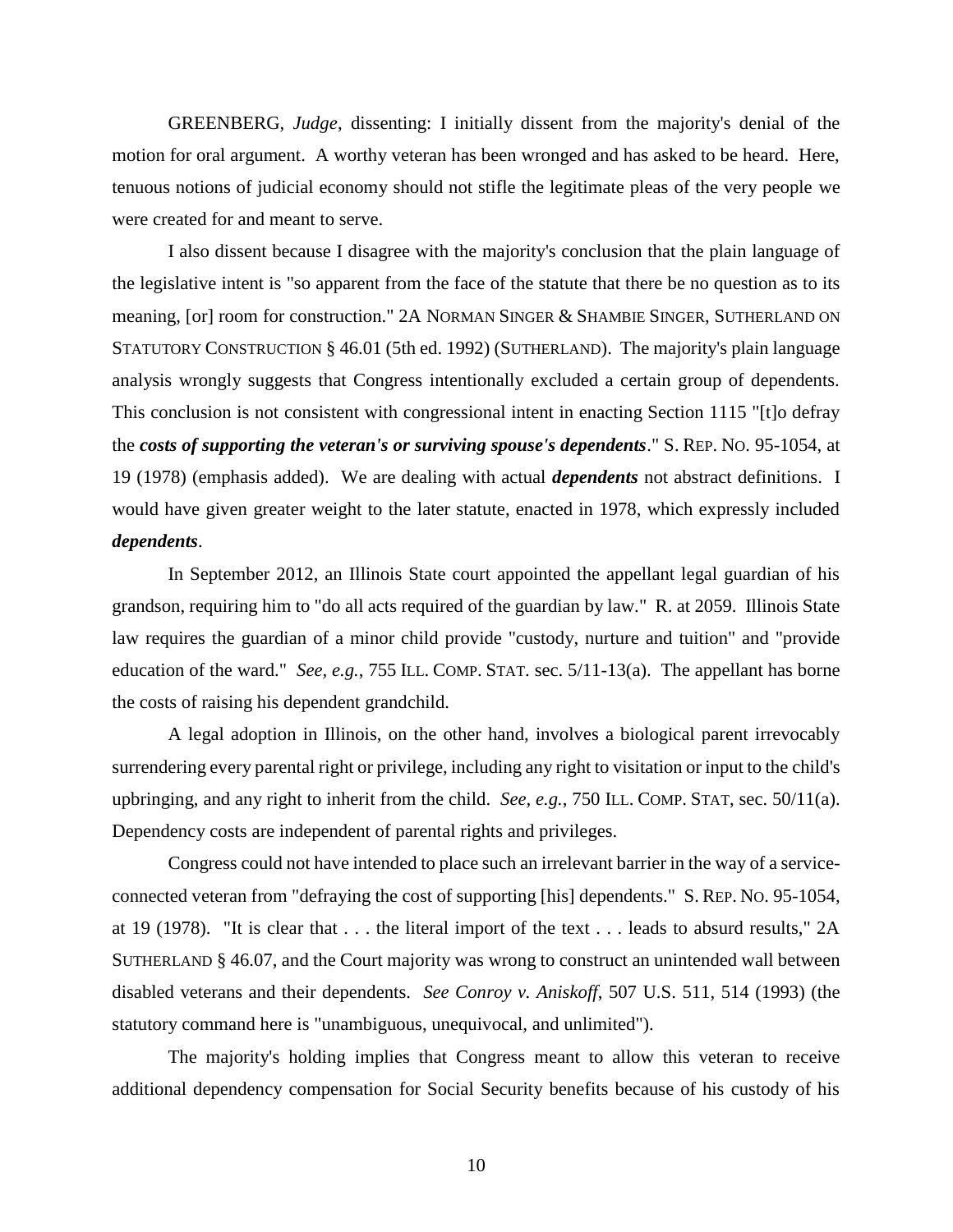GREENBERG, *Judge*, dissenting: I initially dissent from the majority's denial of the motion for oral argument. A worthy veteran has been wronged and has asked to be heard. Here, tenuous notions of judicial economy should not stifle the legitimate pleas of the very people we were created for and meant to serve.

I also dissent because I disagree with the majority's conclusion that the plain language of the legislative intent is "so apparent from the face of the statute that there be no question as to its meaning, [or] room for construction." 2A NORMAN SINGER & SHAMBIE SINGER, SUTHERLAND ON STATUTORY CONSTRUCTION § 46.01 (5th ed. 1992) (SUTHERLAND). The majority's plain language analysis wrongly suggests that Congress intentionally excluded a certain group of dependents. This conclusion is not consistent with congressional intent in enacting Section 1115 "[t]o defray the ***costs of supporting the veteran's or surviving spouse's dependents***." S. REP. NO. 95-1054, at 19 (1978) (emphasis added). We are dealing with actual ***dependents*** not abstract definitions. I would have given greater weight to the later statute, enacted in 1978, which expressly included ***dependents***.

In September 2012, an Illinois State court appointed the appellant legal guardian of his grandson, requiring him to "do all acts required of the guardian by law." R. at 2059. Illinois State law requires the guardian of a minor child provide "custody, nurture and tuition" and "provide education of the ward." *See, e.g.*, 755 ILL. COMP. STAT. sec. 5/11-13(a). The appellant has borne the costs of raising his dependent grandchild.

A legal adoption in Illinois, on the other hand, involves a biological parent irrevocably surrendering every parental right or privilege, including any right to visitation or input to the child's upbringing, and any right to inherit from the child. *See, e.g.*, 750 ILL. COMP. STAT, sec. 50/11(a). Dependency costs are independent of parental rights and privileges.

Congress could not have intended to place such an irrelevant barrier in the way of a service-connected veteran from "defraying the cost of supporting [his] dependents." S. REP. NO. 95-1054, at 19 (1978). "It is clear that . . . the literal import of the text . . . leads to absurd results," 2A SUTHERLAND § 46.07, and the Court majority was wrong to construct an unintended wall between disabled veterans and their dependents. *See Conroy v. Aniskoff*, 507 U.S. 511, 514 (1993) (the statutory command here is "unambiguous, unequivocal, and unlimited").

The majority's holding implies that Congress meant to allow this veteran to receive additional dependency compensation for Social Security benefits because of his custody of his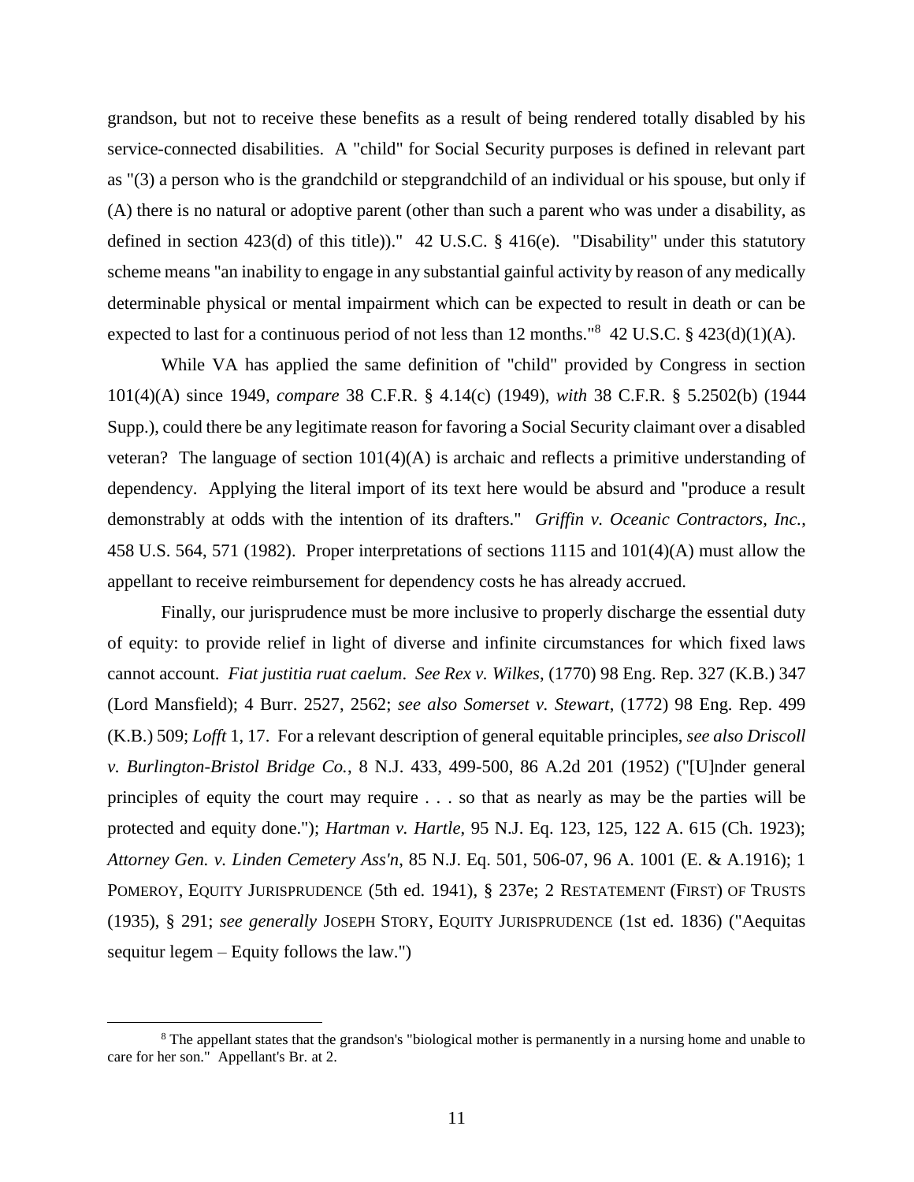grandson, but not to receive these benefits as a result of being rendered totally disabled by his service-connected disabilities. A "child" for Social Security purposes is defined in relevant part as "(3) a person who is the grandchild or stepgrandchild of an individual or his spouse, but only if (A) there is no natural or adoptive parent (other than such a parent who was under a disability, as defined in section 423(d) of this title))." 42 U.S.C. § 416(e). "Disability" under this statutory scheme means "an inability to engage in any substantial gainful activity by reason of any medically determinable physical or mental impairment which can be expected to result in death or can be expected to last for a continuous period of not less than 12 months."[8] 42 U.S.C. § 423(d)(1)(A).

While VA has applied the same definition of "child" provided by Congress in section 101(4)(A) since 1949, *compare* 38 C.F.R. § 4.14(c) (1949), *with* 38 C.F.R. § 5.2502(b) (1944 Supp.), could there be any legitimate reason for favoring a Social Security claimant over a disabled veteran? The language of section 101(4)(A) is archaic and reflects a primitive understanding of dependency. Applying the literal import of its text here would be absurd and "produce a result demonstrably at odds with the intention of its drafters." *Griffin v. Oceanic Contractors, Inc.*, 458 U.S. 564, 571 (1982). Proper interpretations of sections 1115 and 101(4)(A) must allow the appellant to receive reimbursement for dependency costs he has already accrued.

Finally, our jurisprudence must be more inclusive to properly discharge the essential duty of equity: to provide relief in light of diverse and infinite circumstances for which fixed laws cannot account. *Fiat justitia ruat caelum*. *See Rex v. Wilkes*, (1770) 98 Eng. Rep. 327 (K.B.) 347 (Lord Mansfield); 4 Burr. 2527, 2562; *see also Somerset v. Stewart*, (1772) 98 Eng. Rep. 499 (K.B.) 509; *Lofft* 1, 17. For a relevant description of general equitable principles, *see also Driscoll v. Burlington-Bristol Bridge Co.*, 8 N.J. 433, 499-500, 86 A.2d 201 (1952) ("[U]nder general principles of equity the court may require . . . so that as nearly as may be the parties will be protected and equity done."); *Hartman v. Hartle*, 95 N.J. Eq. 123, 125, 122 A. 615 (Ch. 1923); *Attorney Gen. v. Linden Cemetery Ass'n*, 85 N.J. Eq. 501, 506-07, 96 A. 1001 (E. & A.1916); 1 POMEROY, EQUITY JURISPRUDENCE (5th ed. 1941), § 237e; 2 RESTATEMENT (FIRST) OF TRUSTS (1935), § 291; *see generally* JOSEPH STORY, EQUITY JURISPRUDENCE (1st ed. 1836) ("Aequitas sequitur legem – Equity follows the law.")

---

[8] The appellant states that the grandson's "biological mother is permanently in a nursing home and unable to care for her son." Appellant's Br. at 2.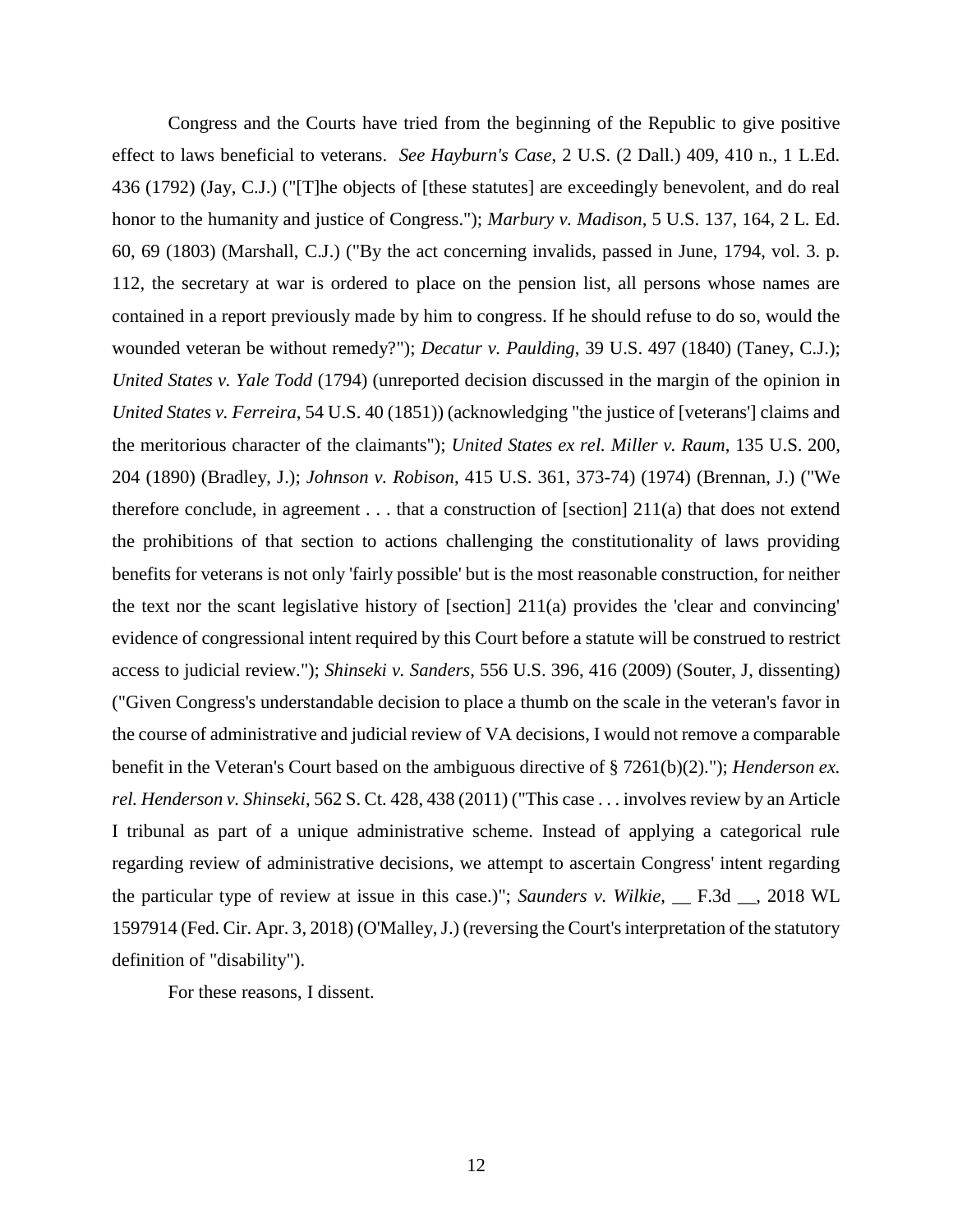Congress and the Courts have tried from the beginning of the Republic to give positive effect to laws beneficial to veterans. *See Hayburn's Case*, 2 U.S. (2 Dall.) 409, 410 n., 1 L.Ed. 436 (1792) (Jay, C.J.) ("[T]he objects of [these statutes] are exceedingly benevolent, and do real honor to the humanity and justice of Congress."); *Marbury v. Madison*, 5 U.S. 137, 164, 2 L. Ed. 60, 69 (1803) (Marshall, C.J.) ("By the act concerning invalids, passed in June, 1794, vol. 3. p. 112, the secretary at war is ordered to place on the pension list, all persons whose names are contained in a report previously made by him to congress. If he should refuse to do so, would the wounded veteran be without remedy?"); *Decatur v. Paulding*, 39 U.S. 497 (1840) (Taney, C.J.); *United States v. Yale Todd* (1794) (unreported decision discussed in the margin of the opinion in *United States v. Ferreira*, 54 U.S. 40 (1851)) (acknowledging "the justice of [veterans'] claims and the meritorious character of the claimants"); *United States ex rel. Miller v. Raum*, 135 U.S. 200, 204 (1890) (Bradley, J.); *Johnson v. Robison*, 415 U.S. 361, 373-74) (1974) (Brennan, J.) ("We therefore conclude, in agreement . . . that a construction of [section] 211(a) that does not extend the prohibitions of that section to actions challenging the constitutionality of laws providing benefits for veterans is not only 'fairly possible' but is the most reasonable construction, for neither the text nor the scant legislative history of [section] 211(a) provides the 'clear and convincing' evidence of congressional intent required by this Court before a statute will be construed to restrict access to judicial review."); *Shinseki v. Sanders*, 556 U.S. 396, 416 (2009) (Souter, J, dissenting) ("Given Congress's understandable decision to place a thumb on the scale in the veteran's favor in the course of administrative and judicial review of VA decisions, I would not remove a comparable benefit in the Veteran's Court based on the ambiguous directive of § 7261(b)(2)."); *Henderson ex. rel. Henderson v. Shinseki*, 562 S. Ct. 428, 438 (2011) ("This case . . . involves review by an Article I tribunal as part of a unique administrative scheme. Instead of applying a categorical rule regarding review of administrative decisions, we attempt to ascertain Congress' intent regarding the particular type of review at issue in this case.)"; *Saunders v. Wilkie*, __ F.3d __, 2018 WL 1597914 (Fed. Cir. Apr. 3, 2018) (O'Malley, J.) (reversing the Court's interpretation of the statutory definition of "disability").

For these reasons, I dissent.